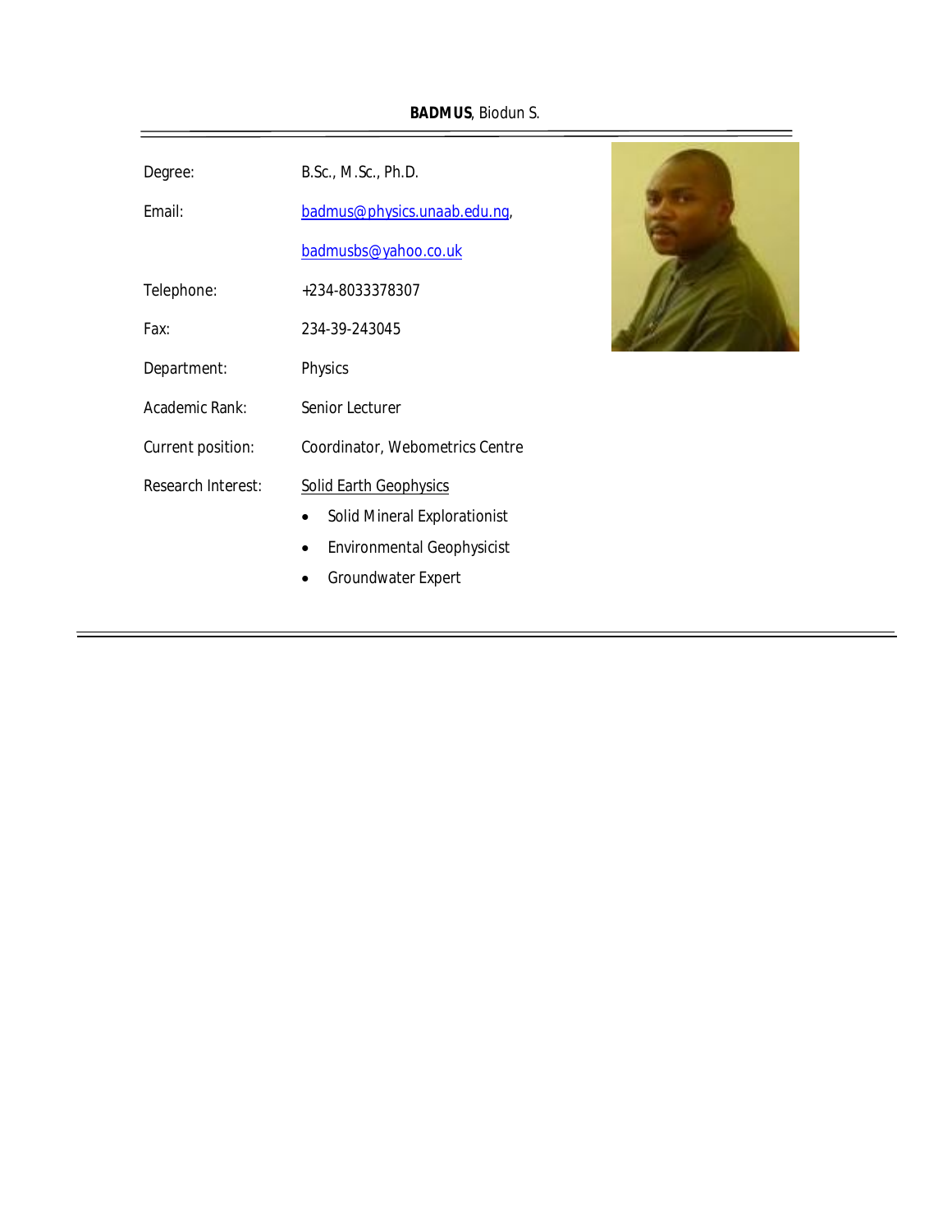**BADMUS**, Biodun S.

| | |
|---|---|
| Degree: | B.Sc., M.Sc., Ph.D. |
| Email: | badmus@physics.unaab.edu.ng, badmusbs@yahoo.co.uk |
| Telephone: | +234-8033378307 |
| Fax: | 234-39-243045 |
| Department: | Physics |
| Academic Rank: | Senior Lecturer |
| Current position: | Coordinator, Webometrics Centre |
| Research Interest: | Solid Earth Geophysics |

- Solid Mineral Explorationist
- Environmental Geophysicist
- Groundwater Expert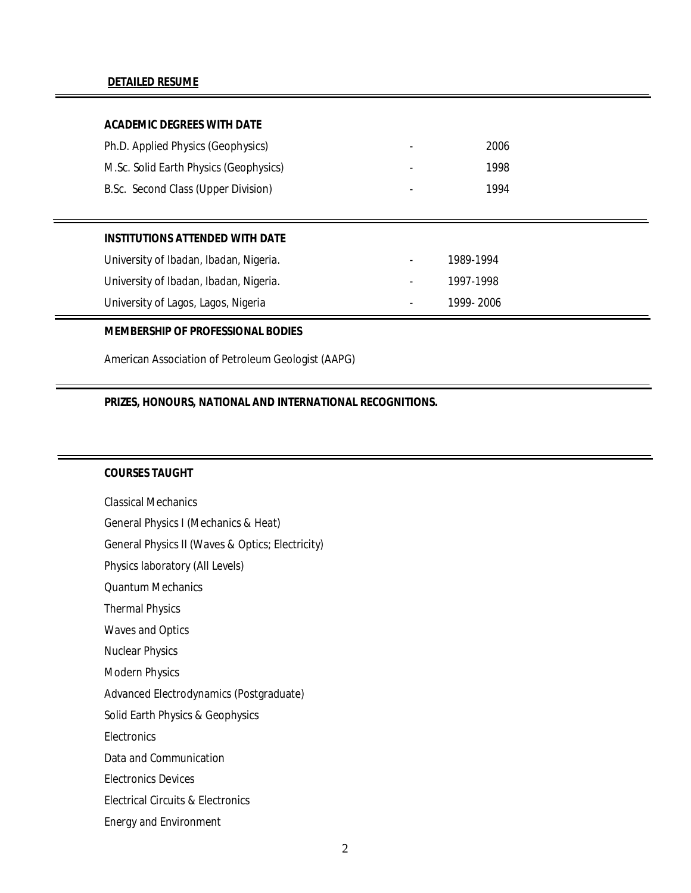## DETAILED RESUME

### ACADEMIC DEGREES WITH DATE

| | | |
|---|---|---|
| Ph.D. Applied Physics (Geophysics) | - | 2006 |
| M.Sc. Solid Earth Physics (Geophysics) | - | 1998 |
| B.Sc. Second Class (Upper Division) | - | 1994 |

### INSTITUTIONS ATTENDED WITH DATE

| | | |
|---|---|---|
| University of Ibadan, Ibadan, Nigeria. | - | 1989-1994 |
| University of Ibadan, Ibadan, Nigeria. | - | 1997-1998 |
| University of Lagos, Lagos, Nigeria | - | 1999- 2006 |

### MEMBERSHIP OF PROFESSIONAL BODIES

American Association of Petroleum Geologist (AAPG)

### PRIZES, HONOURS, NATIONAL AND INTERNATIONAL RECOGNITIONS.

### COURSES TAUGHT

Classical Mechanics

General Physics I (Mechanics & Heat)

General Physics II (Waves & Optics; Electricity)

Physics laboratory (All Levels)

Quantum Mechanics

Thermal Physics

Waves and Optics

Nuclear Physics

Modern Physics

Advanced Electrodynamics (Postgraduate)

Solid Earth Physics & Geophysics

Electronics

Data and Communication

Electronics Devices

Electrical Circuits & Electronics

Energy and Environment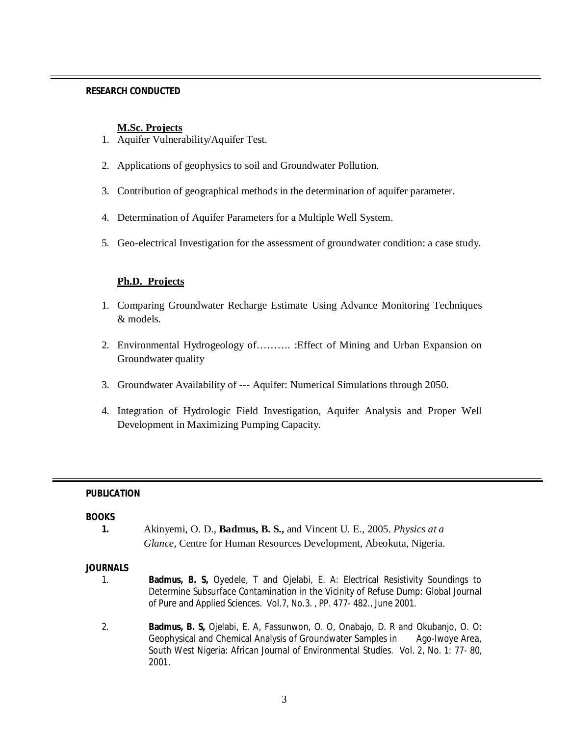## RESEARCH CONDUCTED

### M.Sc. Projects

1. Aquifer Vulnerability/Aquifer Test.
2. Applications of geophysics to soil and Groundwater Pollution.
3. Contribution of geographical methods in the determination of aquifer parameter.
4. Determination of Aquifer Parameters for a Multiple Well System.
5. Geo-electrical Investigation for the assessment of groundwater condition: a case study.

### Ph.D. Projects

1. Comparing Groundwater Recharge Estimate Using Advance Monitoring Techniques & models.
2. Environmental Hydrogeology of………. :Effect of Mining and Urban Expansion on Groundwater quality
3. Groundwater Availability of --- Aquifer: Numerical Simulations through 2050.
4. Integration of Hydrologic Field Investigation, Aquifer Analysis and Proper Well Development in Maximizing Pumping Capacity.

## PUBLICATION

### BOOKS

1. Akinyemi, O. D., **Badmus, B. S.,** and Vincent U. E., 2005. *Physics at a Glance*, Centre for Human Resources Development, Abeokuta, Nigeria.

### JOURNALS

1. **Badmus, B. S,** Oyedele, T and Ojelabi, E. A: Electrical Resistivity Soundings to Determine Subsurface Contamination in the Vicinity of Refuse Dump: Global Journal of Pure and Applied Sciences. Vol.7, No.3. , PP. 477- 482., June 2001.
2. **Badmus, B. S,** Ojelabi, E. A, Fassunwon, O. O, Onabajo, D. R and Okubanjo, O. O: Geophysical and Chemical Analysis of Groundwater Samples in Ago-Iwoye Area, South West Nigeria: African Journal of Environmental Studies. Vol. 2, No. 1: 77- 80, 2001.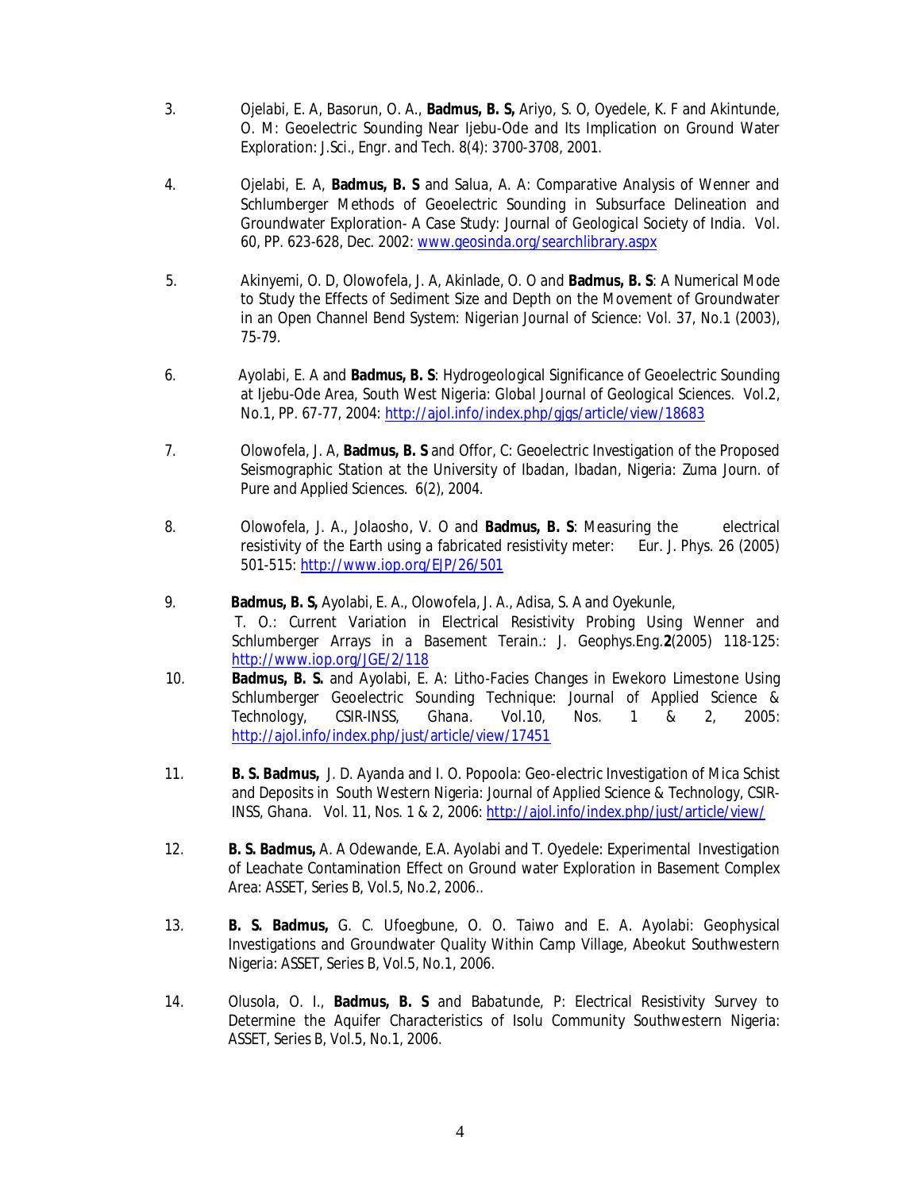3. Ojelabi, E. A, Basorun, O. A., **Badmus, B. S,** Ariyo, S. O, Oyedele, K. F and Akintunde, O. M: Geoelectric Sounding Near Ijebu-Ode and Its Implication on Ground Water Exploration: J.Sci., Engr. and Tech. 8(4): 3700-3708, 2001.

4. Ojelabi, E. A, **Badmus, B. S** and Salua, A. A: Comparative Analysis of Wenner and Schlumberger Methods of Geoelectric Sounding in Subsurface Delineation and Groundwater Exploration- A Case Study: Journal of Geological Society of India. Vol. 60, PP. 623-628, Dec. 2002: www.geosinda.org/searchlibrary.aspx

5. Akinyemi, O. D, Olowofela, J. A, Akinlade, O. O and **Badmus, B. S**: A Numerical Mode to Study the Effects of Sediment Size and Depth on the Movement of Groundwater in an Open Channel Bend System: Nigerian Journal of Science: Vol. 37, No.1 (2003), 75-79.

6. Ayolabi, E. A and **Badmus, B. S**: Hydrogeological Significance of Geoelectric Sounding at Ijebu-Ode Area, South West Nigeria: Global Journal of Geological Sciences. Vol.2, No.1, PP. 67-77, 2004: http://ajol.info/index.php/gjgs/article/view/18683

7. Olowofela, J. A, **Badmus, B. S** and Offor, C: Geoelectric Investigation of the Proposed Seismographic Station at the University of Ibadan, Ibadan, Nigeria: Zuma Journ. of Pure and Applied Sciences. 6(2), 2004.

8. Olowofela, J. A., Jolaosho, V. O and **Badmus, B. S**: Measuring the electrical resistivity of the Earth using a fabricated resistivity meter: Eur. J. Phys. 26 (2005) 501-515: http://www.iop.org/EJP/26/501

9. **Badmus, B. S,** Ayolabi, E. A., Olowofela, J. A., Adisa, S. A and Oyekunle, T. O.: Current Variation in Electrical Resistivity Probing Using Wenner and Schlumberger Arrays in a Basement Terain.: J. Geophys.Eng.**2**(2005) 118-125: http://www.iop.org/JGE/2/118

10. **Badmus, B. S.** and Ayolabi, E. A: Litho-Facies Changes in Ewekoro Limestone Using Schlumberger Geoelectric Sounding Technique: Journal of Applied Science & Technology, CSIR-INSS, Ghana. Vol.10, Nos. 1 & 2, 2005: http://ajol.info/index.php/just/article/view/17451

11. **B. S. Badmus,** J. D. Ayanda and I. O. Popoola: Geo-electric Investigation of Mica Schist and Deposits in South Western Nigeria: Journal of Applied Science & Technology, CSIR-INSS, Ghana. Vol. 11, Nos. 1 & 2, 2006: http://ajol.info/index.php/just/article/view/

12. **B. S. Badmus,** A. A Odewande, E.A. Ayolabi and T. Oyedele: Experimental Investigation of Leachate Contamination Effect on Ground water Exploration in Basement Complex Area: ASSET, Series B, Vol.5, No.2, 2006..

13. **B. S. Badmus,** G. C. Ufoegbune, O. O. Taiwo and E. A. Ayolabi: Geophysical Investigations and Groundwater Quality Within Camp Village, Abeokut Southwestern Nigeria: ASSET, Series B, Vol.5, No.1, 2006.

14. Olusola, O. I., **Badmus, B. S** and Babatunde, P: Electrical Resistivity Survey to Determine the Aquifer Characteristics of Isolu Community Southwestern Nigeria: ASSET, Series B, Vol.5, No.1, 2006.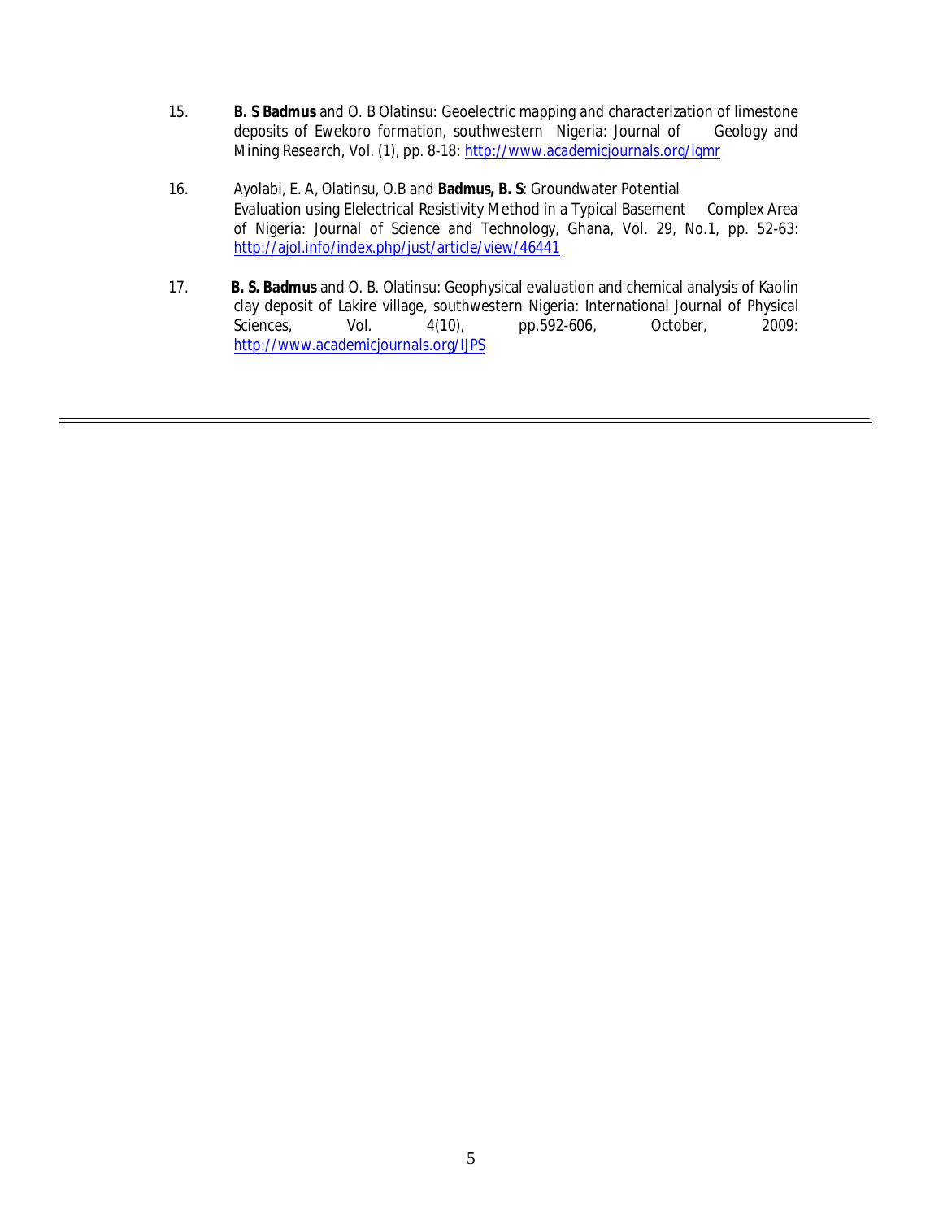15. **B. S Badmus** and O. B Olatinsu: Geoelectric mapping and characterization of limestone deposits of Ewekoro formation, southwestern Nigeria: Journal of Geology and Mining Research, Vol. (1), pp. 8-18: http://www.academicjournals.org/jgmr

16. Ayolabi, E. A, Olatinsu, O.B and **Badmus, B. S**: Groundwater Potential Evaluation using Elelectrical Resistivity Method in a Typical Basement Complex Area of Nigeria: Journal of Science and Technology, Ghana, Vol. 29, No.1, pp. 52-63: http://ajol.info/index.php/just/article/view/46441

17. **B. S. Badmus** and O. B. Olatinsu: Geophysical evaluation and chemical analysis of Kaolin clay deposit of Lakire village, southwestern Nigeria: International Journal of Physical Sciences, Vol. 4(10), pp.592-606, October, 2009: http://www.academicjournals.org/IJPS

---